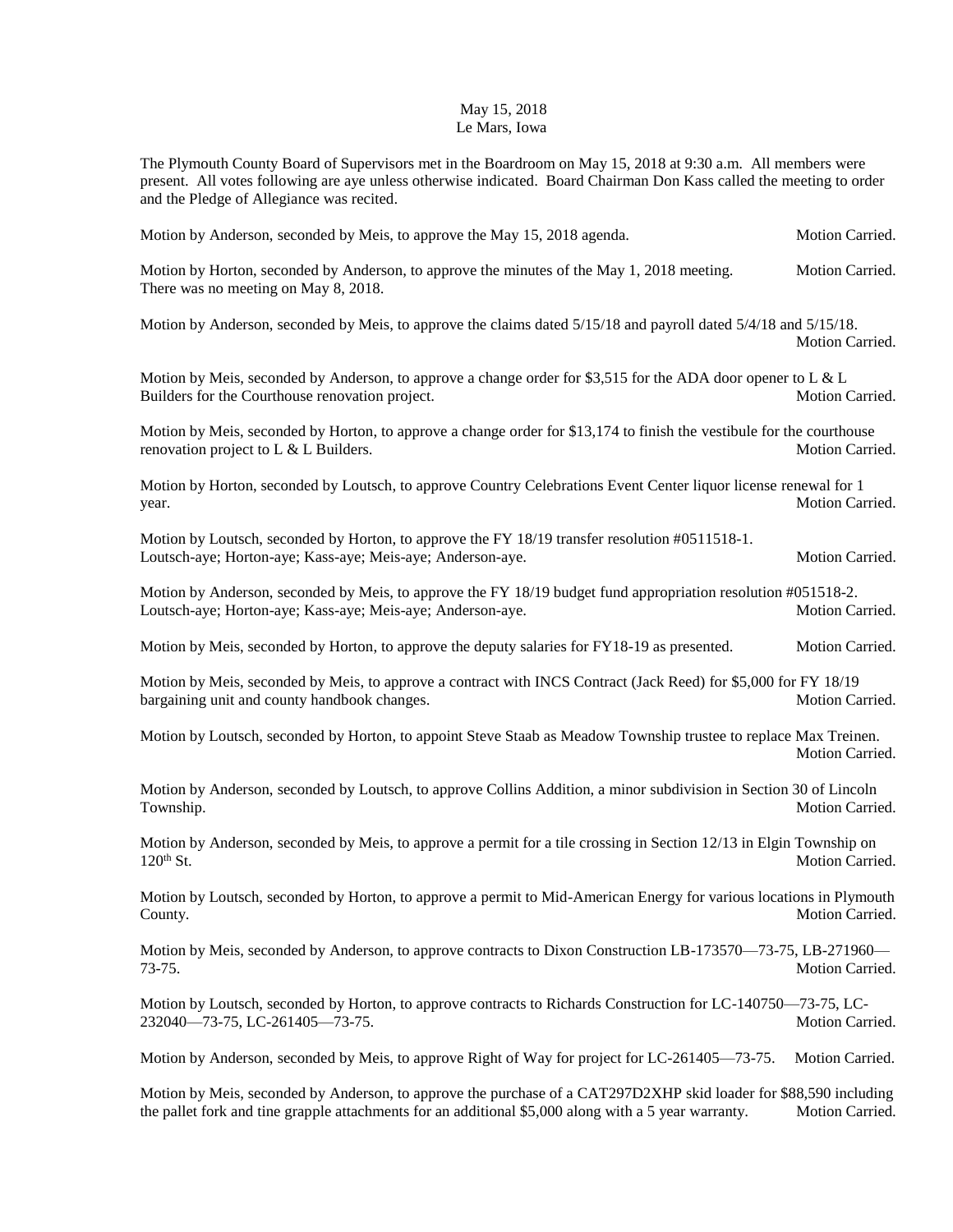May 15, 2018
Le Mars, Iowa

The Plymouth County Board of Supervisors met in the Boardroom on May 15, 2018 at 9:30 a.m. All members were present. All votes following are aye unless otherwise indicated. Board Chairman Don Kass called the meeting to order and the Pledge of Allegiance was recited.

Motion by Anderson, seconded by Meis, to approve the May 15, 2018 agenda. Motion Carried.

Motion by Horton, seconded by Anderson, to approve the minutes of the May 1, 2018 meeting. Motion Carried. There was no meeting on May 8, 2018.

Motion by Anderson, seconded by Meis, to approve the claims dated 5/15/18 and payroll dated 5/4/18 and 5/15/18. Motion Carried.

Motion by Meis, seconded by Anderson, to approve a change order for $3,515 for the ADA door opener to L & L Builders for the Courthouse renovation project. Motion Carried.

Motion by Meis, seconded by Horton, to approve a change order for $13,174 to finish the vestibule for the courthouse renovation project to L & L Builders. Motion Carried.

Motion by Horton, seconded by Loutsch, to approve Country Celebrations Event Center liquor license renewal for 1 year. Motion Carried.

Motion by Loutsch, seconded by Horton, to approve the FY 18/19 transfer resolution #0511518-1. Loutsch-aye; Horton-aye; Kass-aye; Meis-aye; Anderson-aye. Motion Carried.

Motion by Anderson, seconded by Meis, to approve the FY 18/19 budget fund appropriation resolution #051518-2. Loutsch-aye; Horton-aye; Kass-aye; Meis-aye; Anderson-aye. Motion Carried.

Motion by Meis, seconded by Horton, to approve the deputy salaries for FY18-19 as presented. Motion Carried.

Motion by Meis, seconded by Meis, to approve a contract with INCS Contract (Jack Reed) for $5,000 for FY 18/19 bargaining unit and county handbook changes. Motion Carried.

Motion by Loutsch, seconded by Horton, to appoint Steve Staab as Meadow Township trustee to replace Max Treinen. Motion Carried.

Motion by Anderson, seconded by Loutsch, to approve Collins Addition, a minor subdivision in Section 30 of Lincoln Township. Motion Carried.

Motion by Anderson, seconded by Meis, to approve a permit for a tile crossing in Section 12/13 in Elgin Township on 120th St. Motion Carried.

Motion by Loutsch, seconded by Horton, to approve a permit to Mid-American Energy for various locations in Plymouth County. Motion Carried.

Motion by Meis, seconded by Anderson, to approve contracts to Dixon Construction LB-173570—73-75, LB-271960—73-75. Motion Carried.

Motion by Loutsch, seconded by Horton, to approve contracts to Richards Construction for LC-140750—73-75, LC-232040—73-75, LC-261405—73-75. Motion Carried.

Motion by Anderson, seconded by Meis, to approve Right of Way for project for LC-261405—73-75. Motion Carried.

Motion by Meis, seconded by Anderson, to approve the purchase of a CAT297D2XHP skid loader for $88,590 including the pallet fork and tine grapple attachments for an additional $5,000 along with a 5 year warranty. Motion Carried.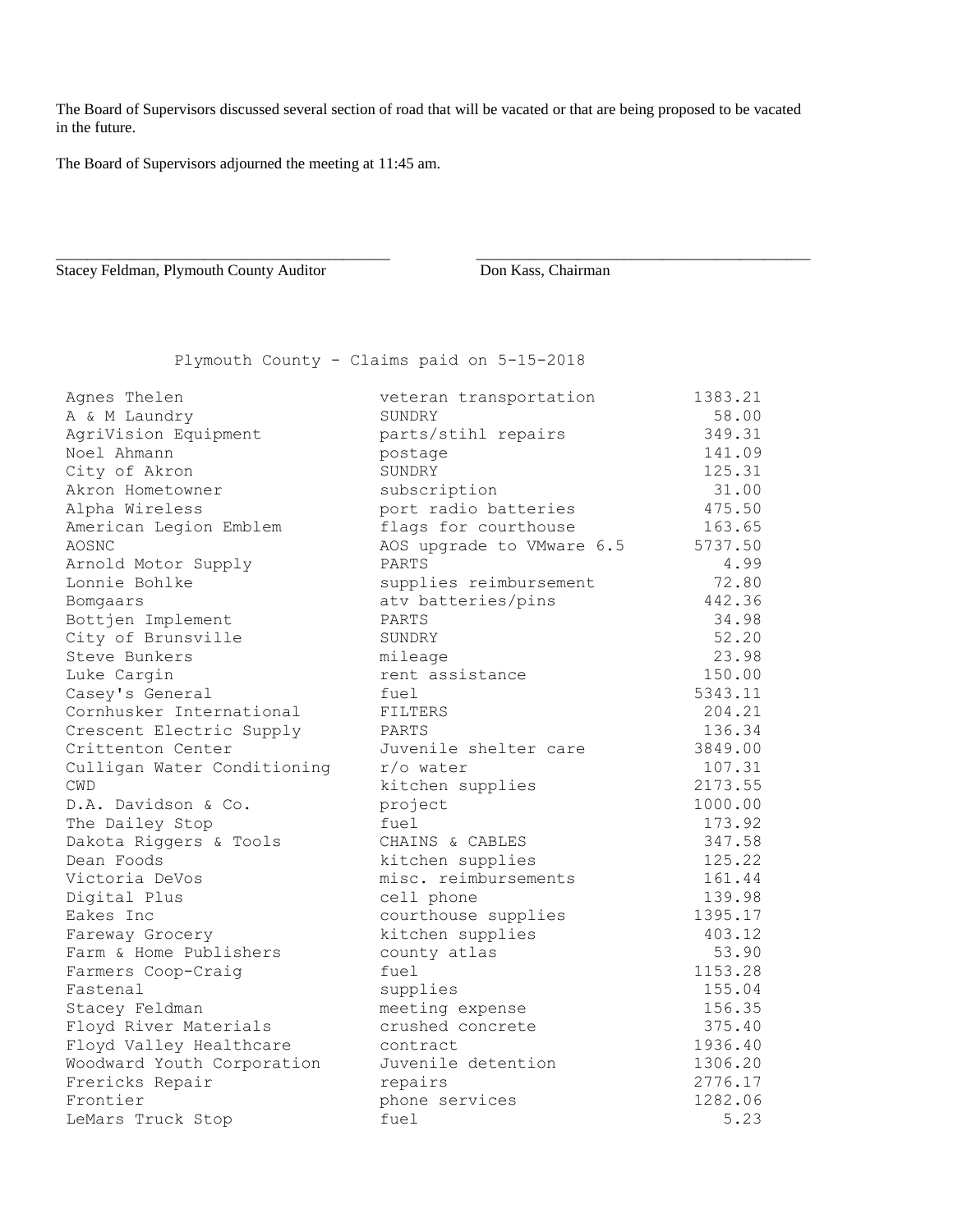The Board of Supervisors discussed several section of road that will be vacated or that are being proposed to be vacated in the future.

The Board of Supervisors adjourned the meeting at 11:45 am.

\_\_\_\_\_\_\_\_\_\_\_\_\_\_\_\_\_\_\_\_\_\_\_\_\_\_\_\_\_\_\_\_\_\_\_\_\_\_\_\_
Stacey Feldman, Plymouth County Auditor

\_\_\_\_\_\_\_\_\_\_\_\_\_\_\_\_\_\_\_\_\_\_\_\_\_\_\_\_\_\_\_\_\_\_\_\_\_\_\_\_
Don Kass, Chairman

Plymouth County - Claims paid on 5-15-2018

| Vendor | Description | Amount |
|---|---|---|
| Agnes Thelen | veteran transportation | 1383.21 |
| A & M Laundry | SUNDRY | 58.00 |
| AgriVision Equipment | parts/stihl repairs | 349.31 |
| Noel Ahmann | postage | 141.09 |
| City of Akron | SUNDRY | 125.31 |
| Akron Hometowner | subscription | 31.00 |
| Alpha Wireless | port radio batteries | 475.50 |
| American Legion Emblem | flags for courthouse | 163.65 |
| AOSNC | AOS upgrade to VMware 6.5 | 5737.50 |
| Arnold Motor Supply | PARTS | 4.99 |
| Lonnie Bohlke | supplies reimbursement | 72.80 |
| Bomgaars | atv batteries/pins | 442.36 |
| Bottjen Implement | PARTS | 34.98 |
| City of Brunsville | SUNDRY | 52.20 |
| Steve Bunkers | mileage | 23.98 |
| Luke Cargin | rent assistance | 150.00 |
| Casey's General | fuel | 5343.11 |
| Cornhusker International | FILTERS | 204.21 |
| Crescent Electric Supply | PARTS | 136.34 |
| Crittenton Center | Juvenile shelter care | 3849.00 |
| Culligan Water Conditioning | r/o water | 107.31 |
| CWD | kitchen supplies | 2173.55 |
| D.A. Davidson & Co. | project | 1000.00 |
| The Dailey Stop | fuel | 173.92 |
| Dakota Riggers & Tools | CHAINS & CABLES | 347.58 |
| Dean Foods | kitchen supplies | 125.22 |
| Victoria DeVos | misc. reimbursements | 161.44 |
| Digital Plus | cell phone | 139.98 |
| Eakes Inc | courthouse supplies | 1395.17 |
| Fareway Grocery | kitchen supplies | 403.12 |
| Farm & Home Publishers | county atlas | 53.90 |
| Farmers Coop-Craig | fuel | 1153.28 |
| Fastenal | supplies | 155.04 |
| Stacey Feldman | meeting expense | 156.35 |
| Floyd River Materials | crushed concrete | 375.40 |
| Floyd Valley Healthcare | contract | 1936.40 |
| Woodward Youth Corporation | Juvenile detention | 1306.20 |
| Frericks Repair | repairs | 2776.17 |
| Frontier | phone services | 1282.06 |
| LeMars Truck Stop | fuel | 5.23 |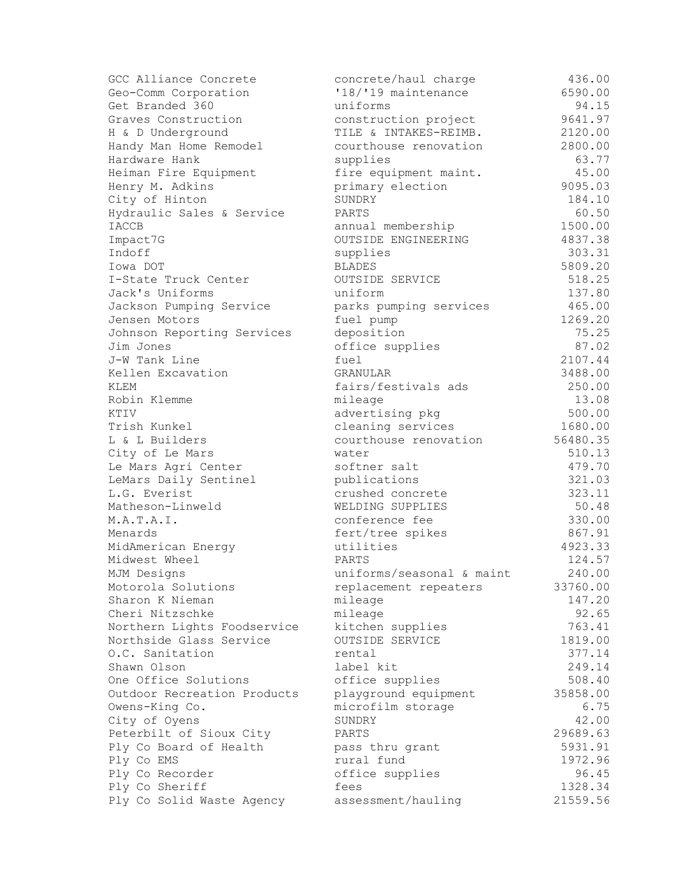| | | |
|---|---|---|
| GCC Alliance Concrete | concrete/haul charge | 436.00 |
| Geo-Comm Corporation | '18/'19 maintenance | 6590.00 |
| Get Branded 360 | uniforms | 94.15 |
| Graves Construction | construction project | 9641.97 |
| H & D Underground | TILE & INTAKES-REIMB. | 2120.00 |
| Handy Man Home Remodel | courthouse renovation | 2800.00 |
| Hardware Hank | supplies | 63.77 |
| Heiman Fire Equipment | fire equipment maint. | 45.00 |
| Henry M. Adkins | primary election | 9095.03 |
| City of Hinton | SUNDRY | 184.10 |
| Hydraulic Sales & Service | PARTS | 60.50 |
| IACCB | annual membership | 1500.00 |
| Impact7G | OUTSIDE ENGINEERING | 4837.38 |
| Indoff | supplies | 303.31 |
| Iowa DOT | BLADES | 5809.20 |
| I-State Truck Center | OUTSIDE SERVICE | 518.25 |
| Jack's Uniforms | uniform | 137.80 |
| Jackson Pumping Service | parks pumping services | 465.00 |
| Jensen Motors | fuel pump | 1269.20 |
| Johnson Reporting Services | deposition | 75.25 |
| Jim Jones | office supplies | 87.02 |
| J-W Tank Line | fuel | 2107.44 |
| Kellen Excavation | GRANULAR | 3488.00 |
| KLEM | fairs/festivals ads | 250.00 |
| Robin Klemme | mileage | 13.08 |
| KTIV | advertising pkg | 500.00 |
| Trish Kunkel | cleaning services | 1680.00 |
| L & L Builders | courthouse renovation | 56480.35 |
| City of Le Mars | water | 510.13 |
| Le Mars Agri Center | softner salt | 479.70 |
| LeMars Daily Sentinel | publications | 321.03 |
| L.G. Everist | crushed concrete | 323.11 |
| Matheson-Linweld | WELDING SUPPLIES | 50.48 |
| M.A.T.A.I. | conference fee | 330.00 |
| Menards | fert/tree spikes | 867.91 |
| MidAmerican Energy | utilities | 4923.33 |
| Midwest Wheel | PARTS | 124.57 |
| MJM Designs | uniforms/seasonal & maint | 240.00 |
| Motorola Solutions | replacement repeaters | 33760.00 |
| Sharon K Nieman | mileage | 147.20 |
| Cheri Nitzschke | mileage | 92.65 |
| Northern Lights Foodservice | kitchen supplies | 763.41 |
| Northside Glass Service | OUTSIDE SERVICE | 1819.00 |
| O.C. Sanitation | rental | 377.14 |
| Shawn Olson | label kit | 249.14 |
| One Office Solutions | office supplies | 508.40 |
| Outdoor Recreation Products | playground equipment | 35858.00 |
| Owens-King Co. | microfilm storage | 6.75 |
| City of Oyens | SUNDRY | 42.00 |
| Peterbilt of Sioux City | PARTS | 29689.63 |
| Ply Co Board of Health | pass thru grant | 5931.91 |
| Ply Co EMS | rural fund | 1972.96 |
| Ply Co Recorder | office supplies | 96.45 |
| Ply Co Sheriff | fees | 1328.34 |
| Ply Co Solid Waste Agency | assessment/hauling | 21559.56 |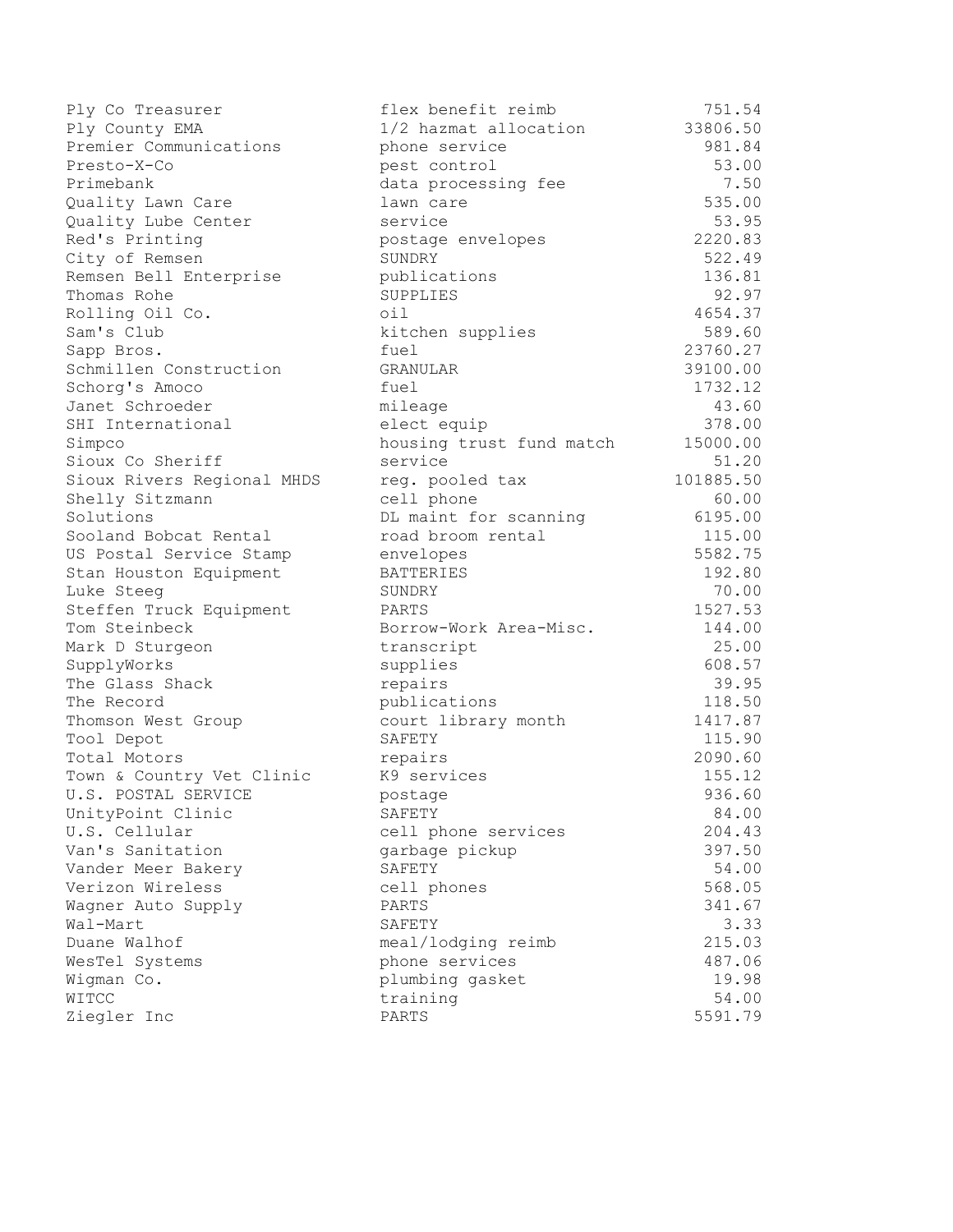| | | |
|---|---|---|
| Ply Co Treasurer | flex benefit reimb | 751.54 |
| Ply County EMA | 1/2 hazmat allocation | 33806.50 |
| Premier Communications | phone service | 981.84 |
| Presto-X-Co | pest control | 53.00 |
| Primebank | data processing fee | 7.50 |
| Quality Lawn Care | lawn care | 535.00 |
| Quality Lube Center | service | 53.95 |
| Red's Printing | postage envelopes | 2220.83 |
| City of Remsen | SUNDRY | 522.49 |
| Remsen Bell Enterprise | publications | 136.81 |
| Thomas Rohe | SUPPLIES | 92.97 |
| Rolling Oil Co. | oil | 4654.37 |
| Sam's Club | kitchen supplies | 589.60 |
| Sapp Bros. | fuel | 23760.27 |
| Schmillen Construction | GRANULAR | 39100.00 |
| Schorg's Amoco | fuel | 1732.12 |
| Janet Schroeder | mileage | 43.60 |
| SHI International | elect equip | 378.00 |
| Simpco | housing trust fund match | 15000.00 |
| Sioux Co Sheriff | service | 51.20 |
| Sioux Rivers Regional MHDS | reg. pooled tax | 101885.50 |
| Shelly Sitzmann | cell phone | 60.00 |
| Solutions | DL maint for scanning | 6195.00 |
| Sooland Bobcat Rental | road broom rental | 115.00 |
| US Postal Service Stamp | envelopes | 5582.75 |
| Stan Houston Equipment | BATTERIES | 192.80 |
| Luke Steeg | SUNDRY | 70.00 |
| Steffen Truck Equipment | PARTS | 1527.53 |
| Tom Steinbeck | Borrow-Work Area-Misc. | 144.00 |
| Mark D Sturgeon | transcript | 25.00 |
| SupplyWorks | supplies | 608.57 |
| The Glass Shack | repairs | 39.95 |
| The Record | publications | 118.50 |
| Thomson West Group | court library month | 1417.87 |
| Tool Depot | SAFETY | 115.90 |
| Total Motors | repairs | 2090.60 |
| Town & Country Vet Clinic | K9 services | 155.12 |
| U.S. POSTAL SERVICE | postage | 936.60 |
| UnityPoint Clinic | SAFETY | 84.00 |
| U.S. Cellular | cell phone services | 204.43 |
| Van's Sanitation | garbage pickup | 397.50 |
| Vander Meer Bakery | SAFETY | 54.00 |
| Verizon Wireless | cell phones | 568.05 |
| Wagner Auto Supply | PARTS | 341.67 |
| Wal-Mart | SAFETY | 3.33 |
| Duane Walhof | meal/lodging reimb | 215.03 |
| WesTel Systems | phone services | 487.06 |
| Wigman Co. | plumbing gasket | 19.98 |
| WITCC | training | 54.00 |
| Ziegler Inc | PARTS | 5591.79 |